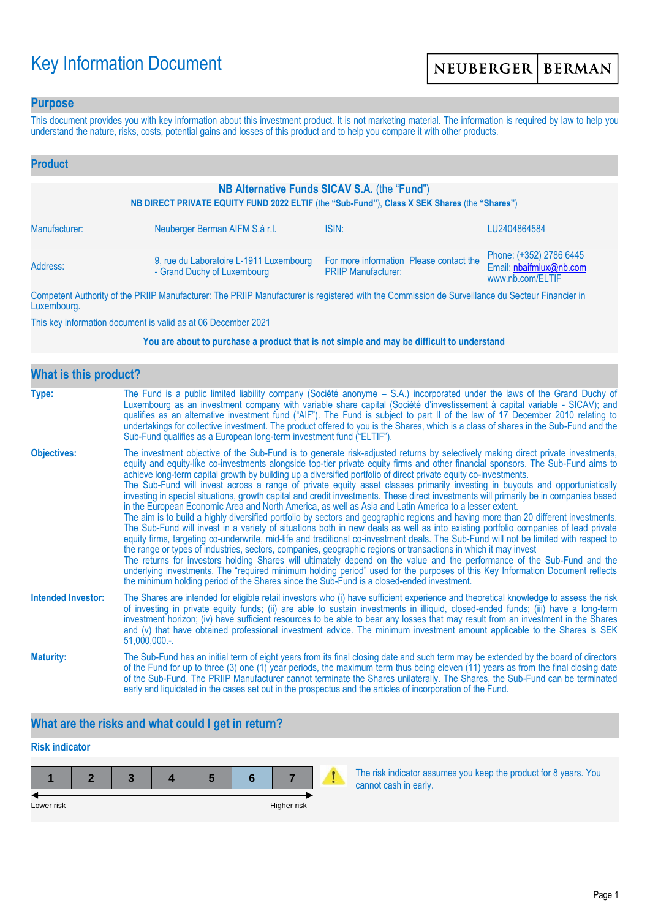# Key Information Document

NEUBERGER | BERMAN

## Purpose

This document provides you with key information about this investment product. It is not marketing material. The information is required by law to help you understand the nature, risks, costs, potential gains and losses of this product and to help you compare it with other products.

## Product

**NB Alternative Funds SICAV S.A.** (the "**Fund**")

**NB DIRECT PRIVATE EQUITY FUND 2022 ELTIF** (the **"Sub-Fund"**), **Class X SEK Shares** (the **"Shares"**)

| | | | |
|---|---|---|---|
| Manufacturer: | Neuberger Berman AIFM S.à r.l. | ISIN: | LU2404864584 |
| Address: | 9, rue du Laboratoire L-1911 Luxembourg - Grand Duchy of Luxembourg | For more information Please contact the PRIIP Manufacturer: | Phone: (+352) 2786 6445<br>Email: nbaifmlux@nb.com<br>www.nb.com/ELTIF |

Competent Authority of the PRIIP Manufacturer: The PRIIP Manufacturer is registered with the Commission de Surveillance du Secteur Financier in Luxembourg.

This key information document is valid as at 06 December 2021

**You are about to purchase a product that is not simple and may be difficult to understand**

## What is this product?

**Type:** The Fund is a public limited liability company (Société anonyme – S.A.) incorporated under the laws of the Grand Duchy of Luxembourg as an investment company with variable share capital (Société d'investissement à capital variable - SICAV); and qualifies as an alternative investment fund ("AIF"). The Fund is subject to part II of the law of 17 December 2010 relating to undertakings for collective investment. The product offered to you is the Shares, which is a class of shares in the Sub-Fund and the Sub-Fund qualifies as a European long-term investment fund ("ELTIF").

**Objectives:** The investment objective of the Sub-Fund is to generate risk-adjusted returns by selectively making direct private investments, equity and equity-like co-investments alongside top-tier private equity firms and other financial sponsors. The Sub-Fund aims to achieve long-term capital growth by building up a diversified portfolio of direct private equity co-investments.
The Sub-Fund will invest across a range of private equity asset classes primarily investing in buyouts and opportunistically investing in special situations, growth capital and credit investments. These direct investments will primarily be in companies based in the European Economic Area and North America, as well as Asia and Latin America to a lesser extent.
The aim is to build a highly diversified portfolio by sectors and geographic regions and having more than 20 different investments. The Sub-Fund will invest in a variety of situations both in new deals as well as into existing portfolio companies of lead private equity firms, targeting co-underwrite, mid-life and traditional co-investment deals. The Sub-Fund will not be limited with respect to the range or types of industries, sectors, companies, geographic regions or transactions in which it may invest
The returns for investors holding Shares will ultimately depend on the value and the performance of the Sub-Fund and the underlying investments. The "required minimum holding period" used for the purposes of this Key Information Document reflects the minimum holding period of the Shares since the Sub-Fund is a closed-ended investment.

**Intended Investor:** The Shares are intended for eligible retail investors who (i) have sufficient experience and theoretical knowledge to assess the risk of investing in private equity funds; (ii) are able to sustain investments in illiquid, closed-ended funds; (iii) have a long-term investment horizon; (iv) have sufficient resources to be able to bear any losses that may result from an investment in the Shares and (v) that have obtained professional investment advice. The minimum investment amount applicable to the Shares is SEK 51,000,000.-.

**Maturity:** The Sub-Fund has an initial term of eight years from its final closing date and such term may be extended by the board of directors of the Fund for up to three (3) one (1) year periods, the maximum term thus being eleven (11) years as from the final closing date of the Sub-Fund. The PRIIP Manufacturer cannot terminate the Shares unilaterally. The Shares, the Sub-Fund can be terminated early and liquidated in the cases set out in the prospectus and the articles of incorporation of the Fund.

## What are the risks and what could I get in return?

### Risk indicator

| 1 | 2 | 3 | 4 | 5 | **6** | 7 |
|---|---|---|---|---|---|---|

Lower risk ← → Higher risk

The risk indicator assumes you keep the product for 8 years. You cannot cash in early.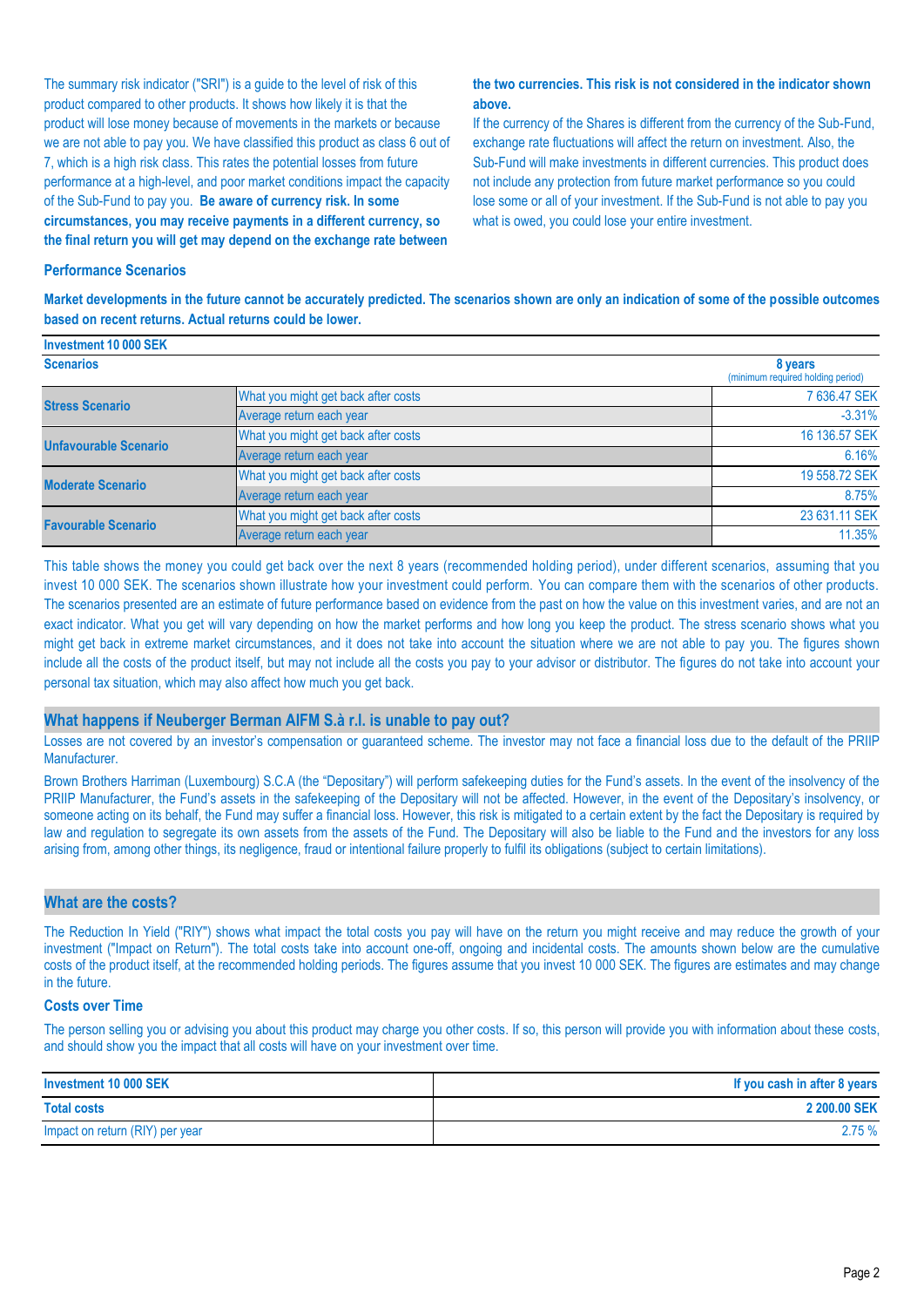The summary risk indicator ("SRI") is a guide to the level of risk of this product compared to other products. It shows how likely it is that the product will lose money because of movements in the markets or because we are not able to pay you. We have classified this product as class 6 out of 7, which is a high risk class. This rates the potential losses from future performance at a high-level, and poor market conditions impact the capacity of the Sub-Fund to pay you. **Be aware of currency risk. In some circumstances, you may receive payments in a different currency, so the final return you will get may depend on the exchange rate between the two currencies. This risk is not considered in the indicator shown above.**

If the currency of the Shares is different from the currency of the Sub-Fund, exchange rate fluctuations will affect the return on investment. Also, the Sub-Fund will make investments in different currencies. This product does not include any protection from future market performance so you could lose some or all of your investment. If the Sub-Fund is not able to pay you what is owed, you could lose your entire investment.

### Performance Scenarios

**Market developments in the future cannot be accurately predicted. The scenarios shown are only an indication of some of the possible outcomes based on recent returns. Actual returns could be lower.**

| **Investment 10 000 SEK** | | |
|---|---|---|
| **Scenarios** | | **8 years** (minimum required holding period) |
| **Stress Scenario** | What you might get back after costs | 7 636.47 SEK |
| | Average return each year | -3.31% |
| **Unfavourable Scenario** | What you might get back after costs | 16 136.57 SEK |
| | Average return each year | 6.16% |
| **Moderate Scenario** | What you might get back after costs | 19 558.72 SEK |
| | Average return each year | 8.75% |
| **Favourable Scenario** | What you might get back after costs | 23 631.11 SEK |
| | Average return each year | 11.35% |

This table shows the money you could get back over the next 8 years (recommended holding period), under different scenarios, assuming that you invest 10 000 SEK. The scenarios shown illustrate how your investment could perform. You can compare them with the scenarios of other products. The scenarios presented are an estimate of future performance based on evidence from the past on how the value on this investment varies, and are not an exact indicator. What you get will vary depending on how the market performs and how long you keep the product. The stress scenario shows what you might get back in extreme market circumstances, and it does not take into account the situation where we are not able to pay you. The figures shown include all the costs of the product itself, but may not include all the costs you pay to your advisor or distributor. The figures do not take into account your personal tax situation, which may also affect how much you get back.

## What happens if Neuberger Berman AIFM S.à r.l. is unable to pay out?

Losses are not covered by an investor's compensation or guaranteed scheme. The investor may not face a financial loss due to the default of the PRIIP Manufacturer.

Brown Brothers Harriman (Luxembourg) S.C.A (the "Depositary") will perform safekeeping duties for the Fund's assets. In the event of the insolvency of the PRIIP Manufacturer, the Fund's assets in the safekeeping of the Depositary will not be affected. However, in the event of the Depositary's insolvency, or someone acting on its behalf, the Fund may suffer a financial loss. However, this risk is mitigated to a certain extent by the fact the Depositary is required by law and regulation to segregate its own assets from the assets of the Fund. The Depositary will also be liable to the Fund and the investors for any loss arising from, among other things, its negligence, fraud or intentional failure properly to fulfil its obligations (subject to certain limitations).

## What are the costs?

The Reduction In Yield ("RIY") shows what impact the total costs you pay will have on the return you might receive and may reduce the growth of your investment ("Impact on Return"). The total costs take into account one-off, ongoing and incidental costs. The amounts shown below are the cumulative costs of the product itself, at the recommended holding periods. The figures assume that you invest 10 000 SEK. The figures are estimates and may change in the future.

### Costs over Time

The person selling you or advising you about this product may charge you other costs. If so, this person will provide you with information about these costs, and should show you the impact that all costs will have on your investment over time.

| **Investment 10 000 SEK** | **If you cash in after 8 years** |
|---|---|
| **Total costs** | **2 200.00 SEK** |
| Impact on return (RIY) per year | 2.75 % |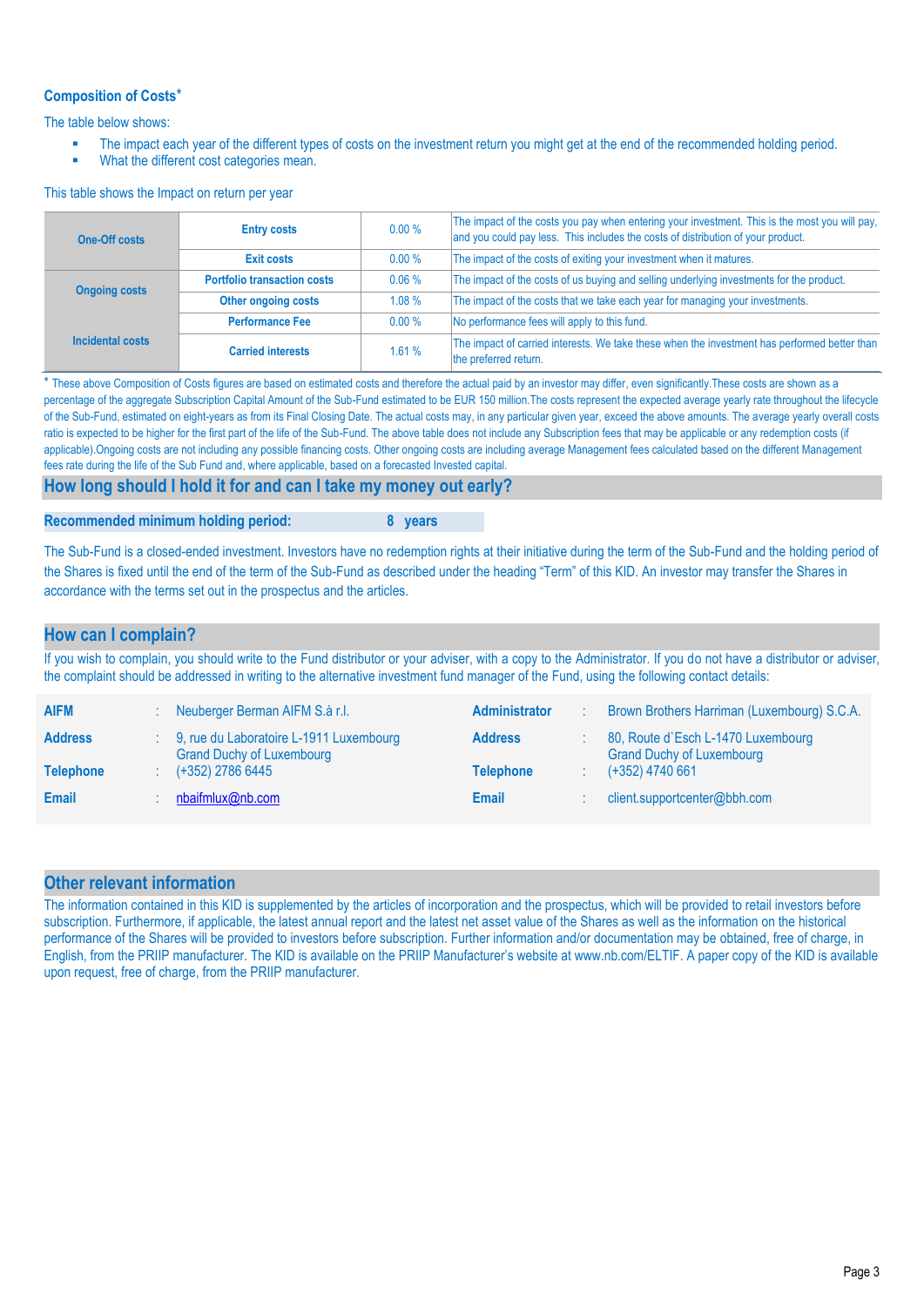## Composition of Costs*

The table below shows:

- The impact each year of the different types of costs on the investment return you might get at the end of the recommended holding period.
- What the different cost categories mean.

This table shows the Impact on return per year

| | | | |
|---|---|---|---|
| **One-Off costs** | **Entry costs** | 0.00 % | The impact of the costs you pay when entering your investment. This is the most you will pay, and you could pay less. This includes the costs of distribution of your product. |
| | **Exit costs** | 0.00 % | The impact of the costs of exiting your investment when it matures. |
| **Ongoing costs** | **Portfolio transaction costs** | 0.06 % | The impact of the costs of us buying and selling underlying investments for the product. |
| | **Other ongoing costs** | 1.08 % | The impact of the costs that we take each year for managing your investments. |
| **Incidental costs** | **Performance Fee** | 0.00 % | No performance fees will apply to this fund. |
| | **Carried interests** | 1.61 % | The impact of carried interests. We take these when the investment has performed better than the preferred return. |

\* These above Composition of Costs figures are based on estimated costs and therefore the actual paid by an investor may differ, even significantly.These costs are shown as a percentage of the aggregate Subscription Capital Amount of the Sub-Fund estimated to be EUR 150 million.The costs represent the expected average yearly rate throughout the lifecycle of the Sub-Fund, estimated on eight-years as from its Final Closing Date. The actual costs may, in any particular given year, exceed the above amounts. The average yearly overall costs ratio is expected to be higher for the first part of the life of the Sub-Fund. The above table does not include any Subscription fees that may be applicable or any redemption costs (if applicable).Ongoing costs are not including any possible financing costs. Other ongoing costs are including average Management fees calculated based on the different Management fees rate during the life of the Sub Fund and, where applicable, based on a forecasted Invested capital.

## How long should I hold it for and can I take my money out early?

**Recommended minimum holding period: 8 years**

The Sub-Fund is a closed-ended investment. Investors have no redemption rights at their initiative during the term of the Sub-Fund and the holding period of the Shares is fixed until the end of the term of the Sub-Fund as described under the heading "Term" of this KID. An investor may transfer the Shares in accordance with the terms set out in the prospectus and the articles.

## How can I complain?

If you wish to complain, you should write to the Fund distributor or your adviser, with a copy to the Administrator. If you do not have a distributor or adviser, the complaint should be addressed in writing to the alternative investment fund manager of the Fund, using the following contact details:

**AIFM** : Neuberger Berman AIFM S.à r.l.
**Address** : 9, rue du Laboratoire L-1911 Luxembourg Grand Duchy of Luxembourg
**Telephone** : (+352) 2786 6445
**Email** : nbaifmlux@nb.com

**Administrator** : Brown Brothers Harriman (Luxembourg) S.C.A.
**Address** : 80, Route d`Esch L-1470 Luxembourg Grand Duchy of Luxembourg
**Telephone** : (+352) 4740 661
**Email** : client.supportcenter@bbh.com

## Other relevant information

The information contained in this KID is supplemented by the articles of incorporation and the prospectus, which will be provided to retail investors before subscription. Furthermore, if applicable, the latest annual report and the latest net asset value of the Shares as well as the information on the historical performance of the Shares will be provided to investors before subscription. Further information and/or documentation may be obtained, free of charge, in English, from the PRIIP manufacturer. The KID is available on the PRIIP Manufacturer's website at www.nb.com/ELTIF. A paper copy of the KID is available upon request, free of charge, from the PRIIP manufacturer.